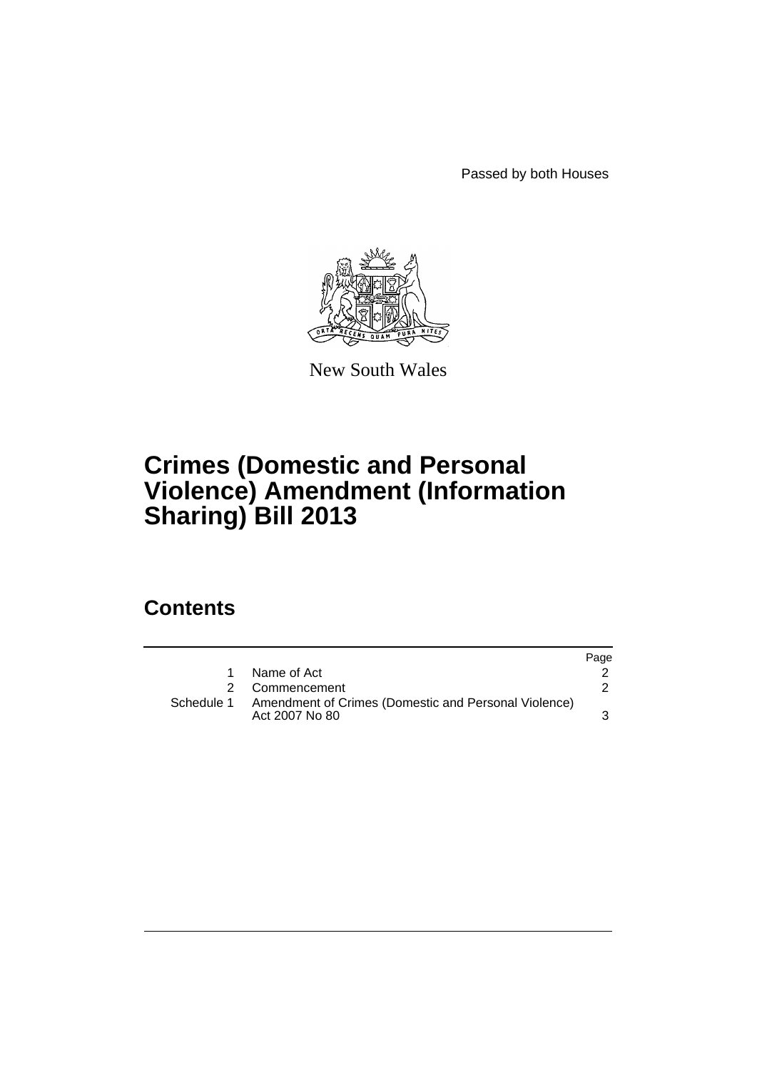Passed by both Houses

New South Wales

# Crimes (Domestic and Personal Violence) Amendment (Information Sharing) Bill 2013

## Contents

| | | Page |
|---|---|---|
| 1 | Name of Act | 2 |
| 2 | Commencement | 2 |
| Schedule 1 | Amendment of Crimes (Domestic and Personal Violence) Act 2007 No 80 | 3 |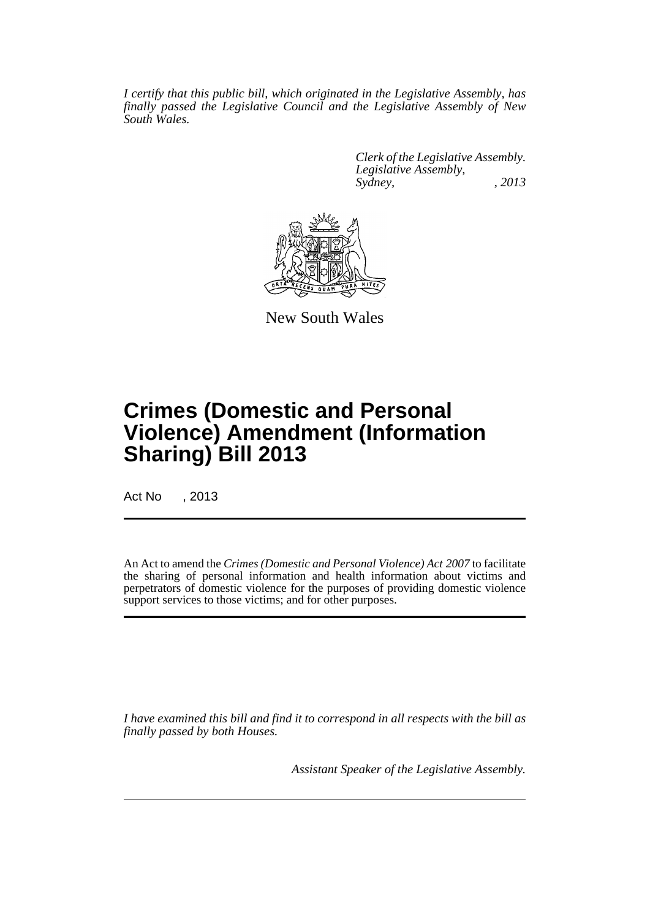*I certify that this public bill, which originated in the Legislative Assembly, has finally passed the Legislative Council and the Legislative Assembly of New South Wales.*

*Clerk of the Legislative Assembly.*
*Legislative Assembly,*
*Sydney, , 2013*

New South Wales

# Crimes (Domestic and Personal Violence) Amendment (Information Sharing) Bill 2013

Act No , 2013

An Act to amend the *Crimes (Domestic and Personal Violence) Act 2007* to facilitate the sharing of personal information and health information about victims and perpetrators of domestic violence for the purposes of providing domestic violence support services to those victims; and for other purposes.

*I have examined this bill and find it to correspond in all respects with the bill as finally passed by both Houses.*

*Assistant Speaker of the Legislative Assembly.*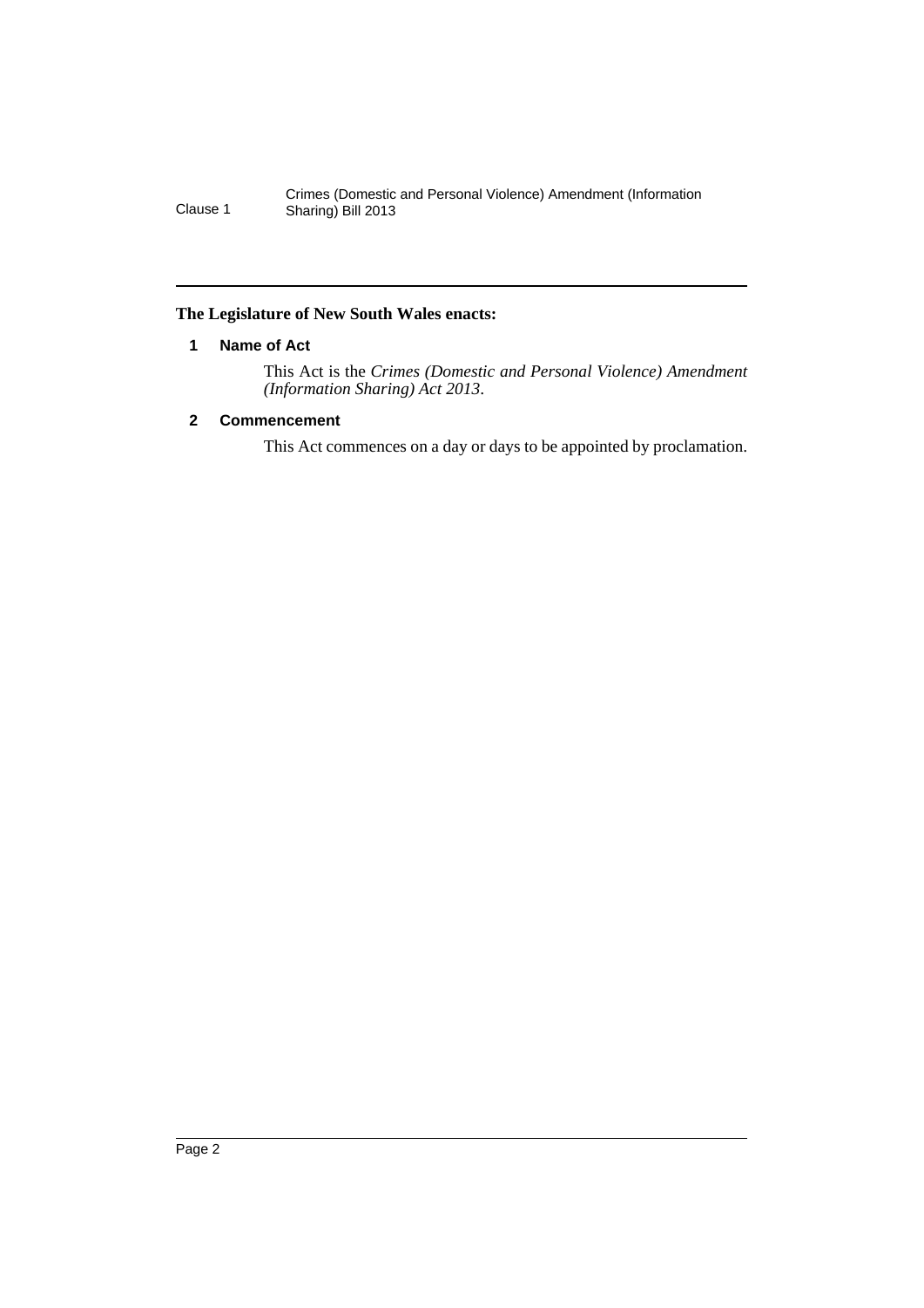**The Legislature of New South Wales enacts:**

## 1 Name of Act

This Act is the *Crimes (Domestic and Personal Violence) Amendment (Information Sharing) Act 2013*.

## 2 Commencement

This Act commences on a day or days to be appointed by proclamation.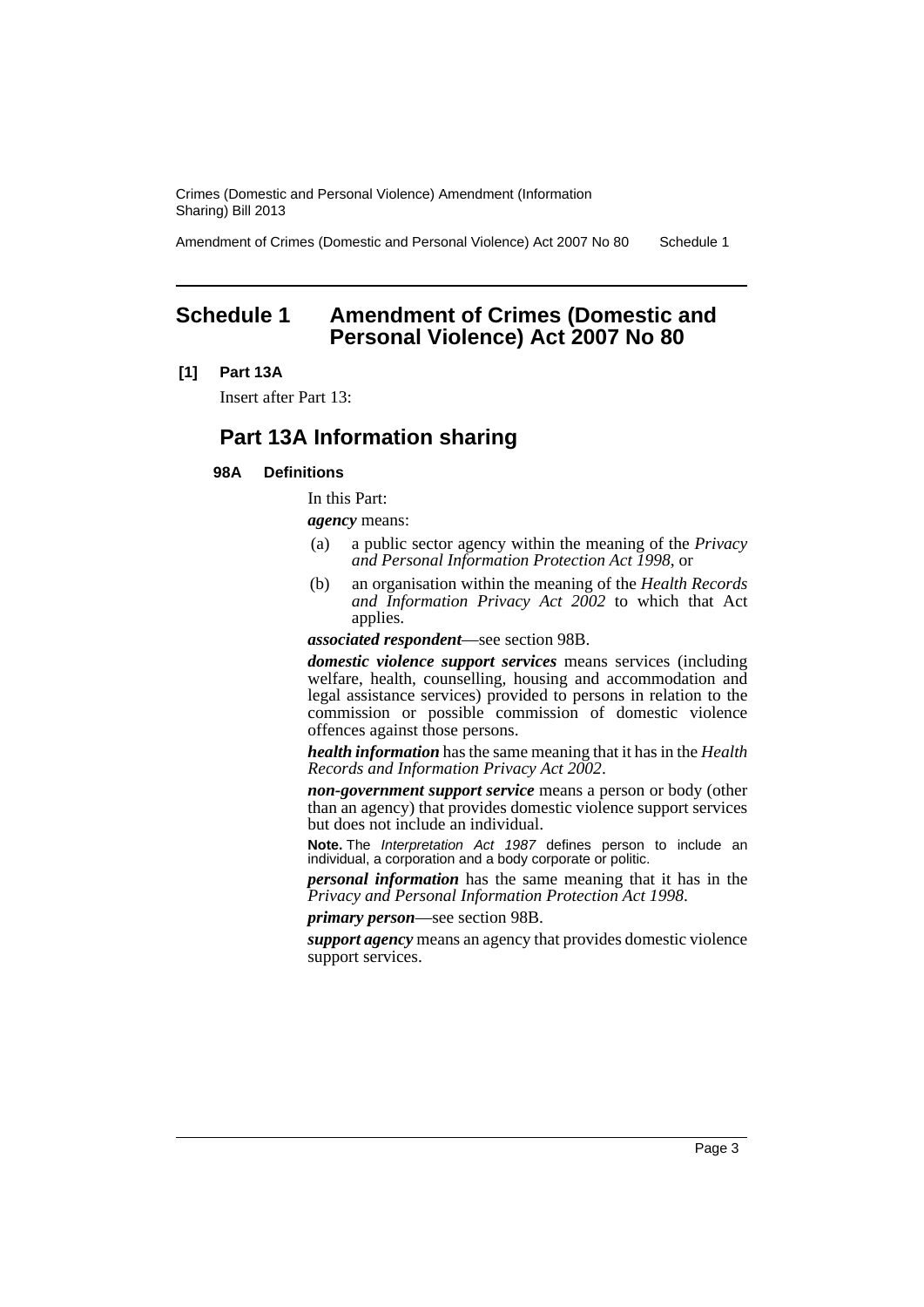# Schedule 1 Amendment of Crimes (Domestic and Personal Violence) Act 2007 No 80

**[1] Part 13A**

Insert after Part 13:

## Part 13A Information sharing

### 98A Definitions

In this Part:

***agency*** means:

(a) a public sector agency within the meaning of the *Privacy and Personal Information Protection Act 1998*, or

(b) an organisation within the meaning of the *Health Records and Information Privacy Act 2002* to which that Act applies.

***associated respondent***—see section 98B.

***domestic violence support services*** means services (including welfare, health, counselling, housing and accommodation and legal assistance services) provided to persons in relation to the commission or possible commission of domestic violence offences against those persons.

***health information*** has the same meaning that it has in the *Health Records and Information Privacy Act 2002*.

***non-government support service*** means a person or body (other than an agency) that provides domestic violence support services but does not include an individual.

**Note.** The *Interpretation Act 1987* defines person to include an individual, a corporation and a body corporate or politic.

***personal information*** has the same meaning that it has in the *Privacy and Personal Information Protection Act 1998*.

***primary person***—see section 98B.

***support agency*** means an agency that provides domestic violence support services.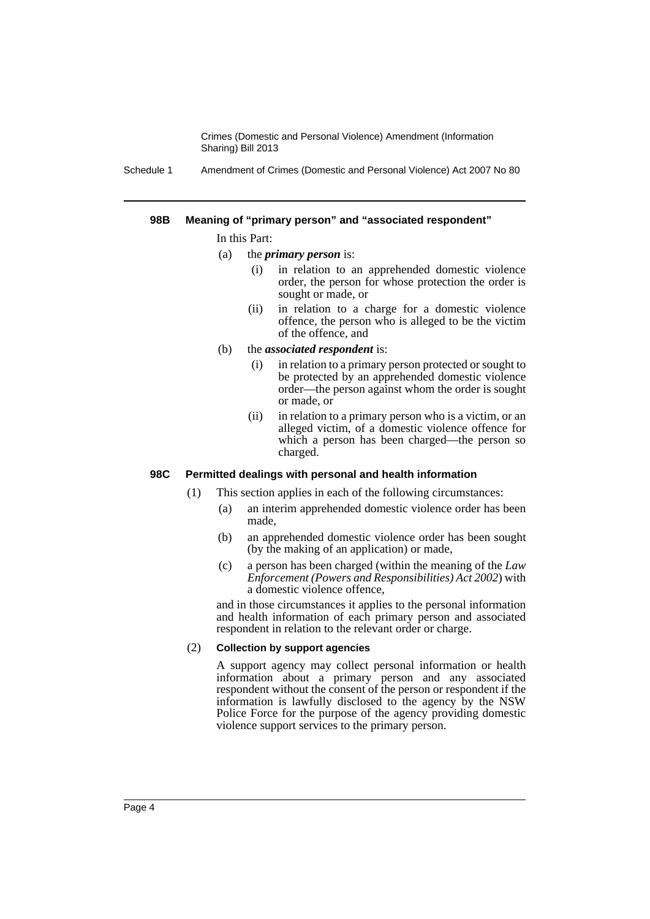### 98B Meaning of "primary person" and "associated respondent"

In this Part:

(a) the ***primary person*** is:

(i) in relation to an apprehended domestic violence order, the person for whose protection the order is sought or made, or

(ii) in relation to a charge for a domestic violence offence, the person who is alleged to be the victim of the offence, and

(b) the ***associated respondent*** is:

(i) in relation to a primary person protected or sought to be protected by an apprehended domestic violence order—the person against whom the order is sought or made, or

(ii) in relation to a primary person who is a victim, or an alleged victim, of a domestic violence offence for which a person has been charged—the person so charged.

### 98C Permitted dealings with personal and health information

(1) This section applies in each of the following circumstances:

(a) an interim apprehended domestic violence order has been made,

(b) an apprehended domestic violence order has been sought (by the making of an application) or made,

(c) a person has been charged (within the meaning of the *Law Enforcement (Powers and Responsibilities) Act 2002*) with a domestic violence offence,

and in those circumstances it applies to the personal information and health information of each primary person and associated respondent in relation to the relevant order or charge.

(2) **Collection by support agencies**

A support agency may collect personal information or health information about a primary person and any associated respondent without the consent of the person or respondent if the information is lawfully disclosed to the agency by the NSW Police Force for the purpose of the agency providing domestic violence support services to the primary person.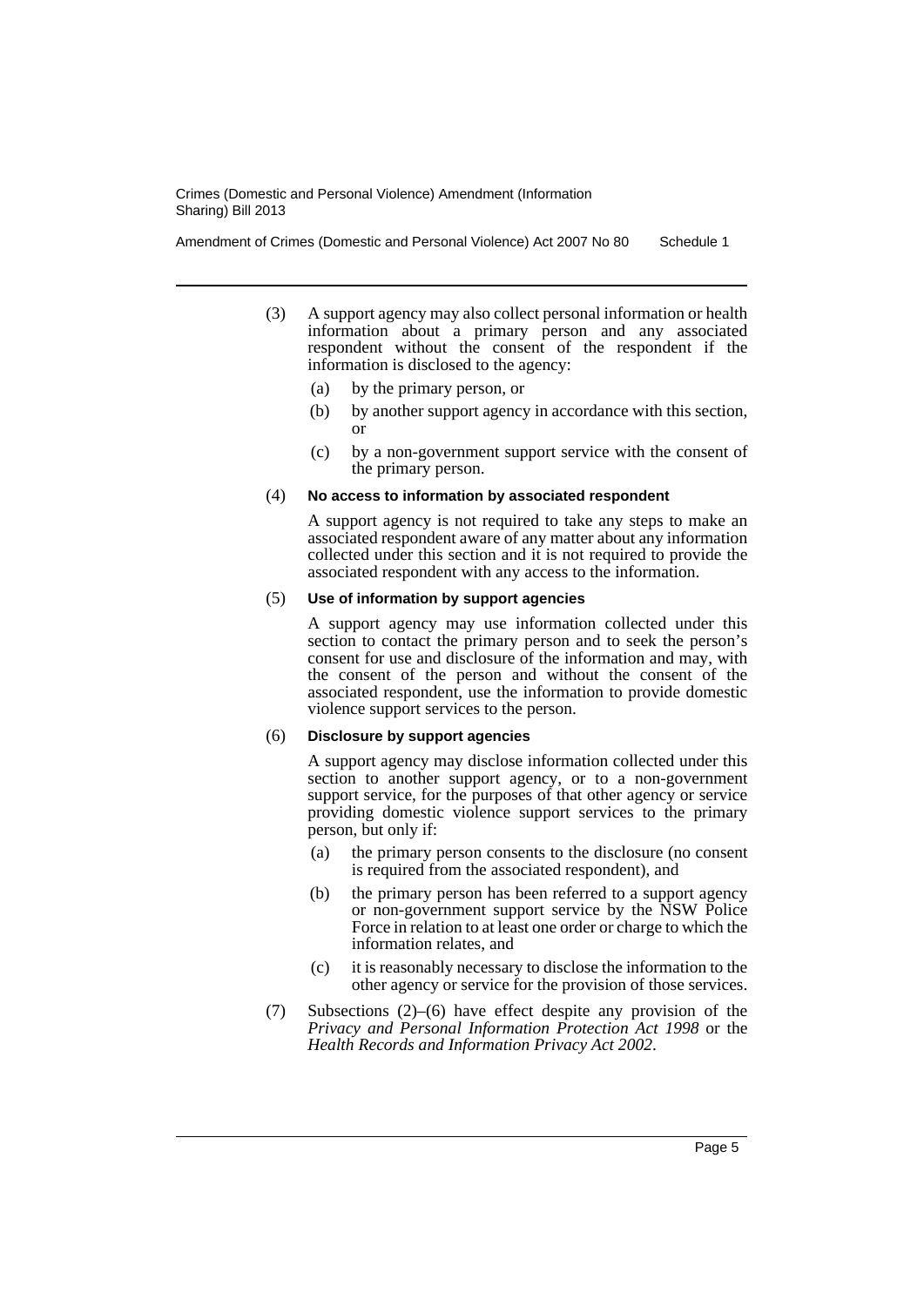(3) A support agency may also collect personal information or health information about a primary person and any associated respondent without the consent of the respondent if the information is disclosed to the agency:

  (a) by the primary person, or

  (b) by another support agency in accordance with this section, or

  (c) by a non-government support service with the consent of the primary person.

(4) **No access to information by associated respondent**

A support agency is not required to take any steps to make an associated respondent aware of any matter about any information collected under this section and it is not required to provide the associated respondent with any access to the information.

(5) **Use of information by support agencies**

A support agency may use information collected under this section to contact the primary person and to seek the person's consent for use and disclosure of the information and may, with the consent of the person and without the consent of the associated respondent, use the information to provide domestic violence support services to the person.

(6) **Disclosure by support agencies**

A support agency may disclose information collected under this section to another support agency, or to a non-government support service, for the purposes of that other agency or service providing domestic violence support services to the primary person, but only if:

  (a) the primary person consents to the disclosure (no consent is required from the associated respondent), and

  (b) the primary person has been referred to a support agency or non-government support service by the NSW Police Force in relation to at least one order or charge to which the information relates, and

  (c) it is reasonably necessary to disclose the information to the other agency or service for the provision of those services.

(7) Subsections (2)–(6) have effect despite any provision of the *Privacy and Personal Information Protection Act 1998* or the *Health Records and Information Privacy Act 2002*.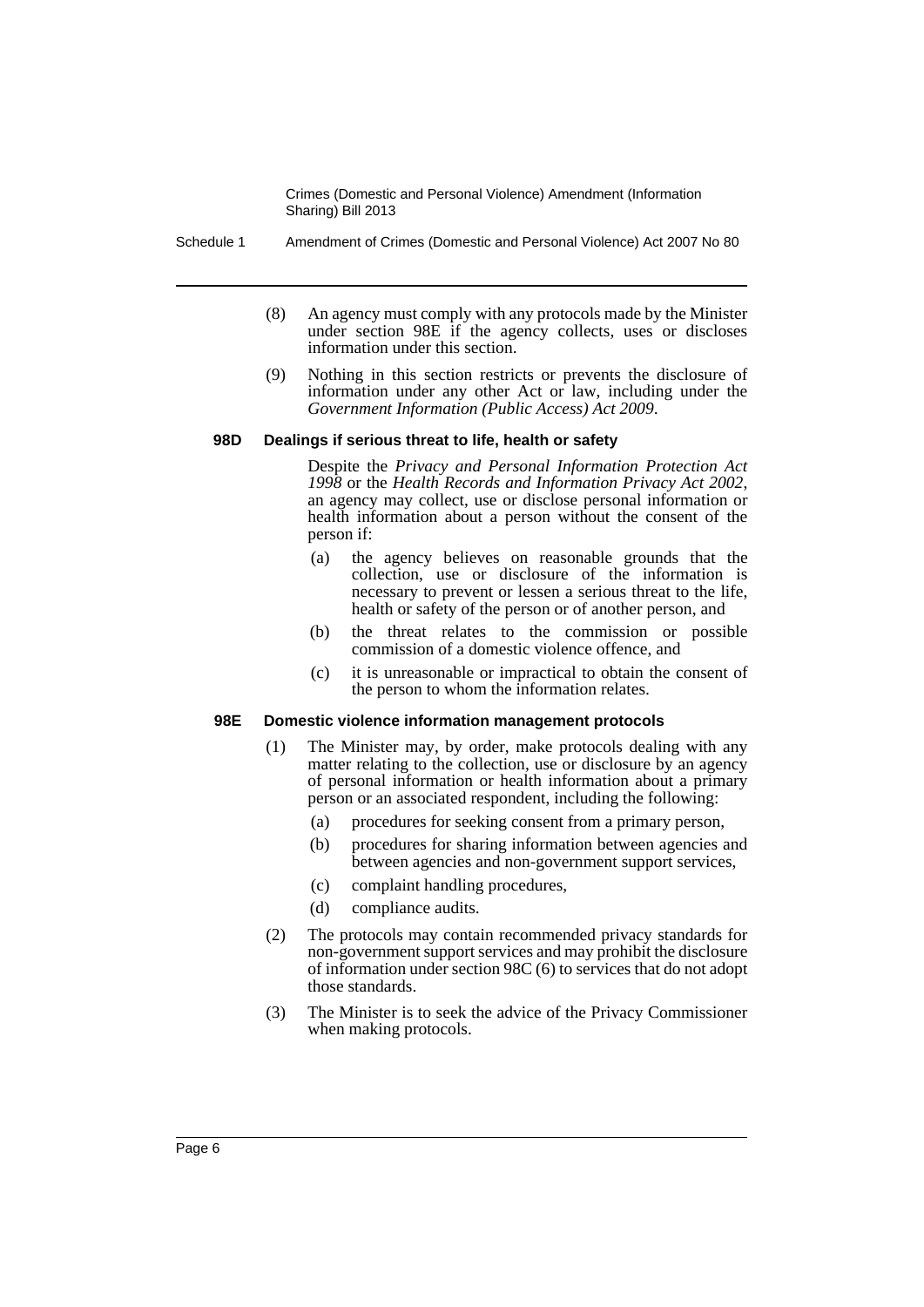(8) An agency must comply with any protocols made by the Minister under section 98E if the agency collects, uses or discloses information under this section.

(9) Nothing in this section restricts or prevents the disclosure of information under any other Act or law, including under the *Government Information (Public Access) Act 2009*.

#### 98D Dealings if serious threat to life, health or safety

Despite the *Privacy and Personal Information Protection Act 1998* or the *Health Records and Information Privacy Act 2002*, an agency may collect, use or disclose personal information or health information about a person without the consent of the person if:

(a) the agency believes on reasonable grounds that the collection, use or disclosure of the information is necessary to prevent or lessen a serious threat to the life, health or safety of the person or of another person, and

(b) the threat relates to the commission or possible commission of a domestic violence offence, and

(c) it is unreasonable or impractical to obtain the consent of the person to whom the information relates.

#### 98E Domestic violence information management protocols

(1) The Minister may, by order, make protocols dealing with any matter relating to the collection, use or disclosure by an agency of personal information or health information about a primary person or an associated respondent, including the following:

(a) procedures for seeking consent from a primary person,

(b) procedures for sharing information between agencies and between agencies and non-government support services,

(c) complaint handling procedures,

(d) compliance audits.

(2) The protocols may contain recommended privacy standards for non-government support services and may prohibit the disclosure of information under section 98C (6) to services that do not adopt those standards.

(3) The Minister is to seek the advice of the Privacy Commissioner when making protocols.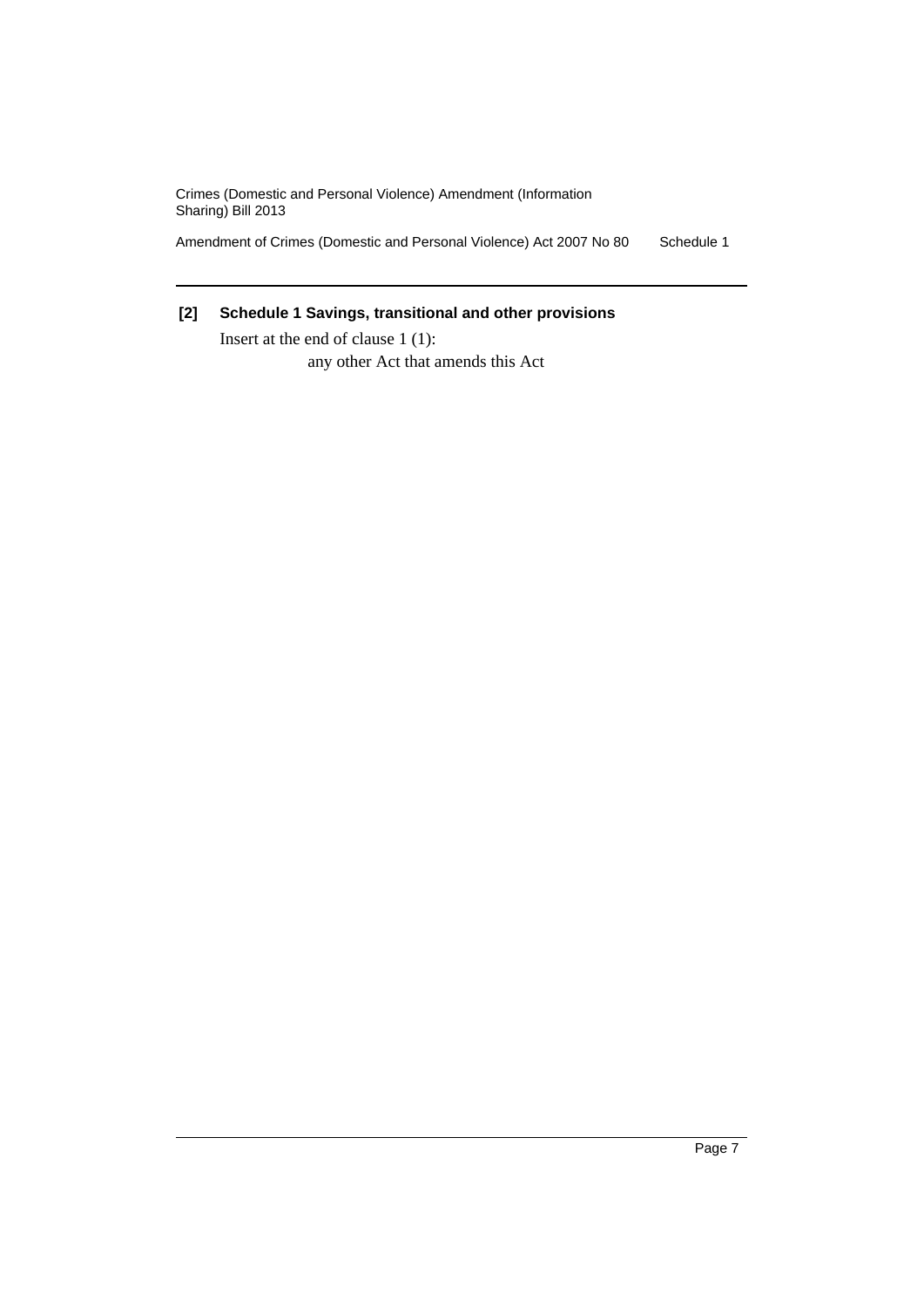**[2] Schedule 1 Savings, transitional and other provisions**

Insert at the end of clause 1 (1):

any other Act that amends this Act